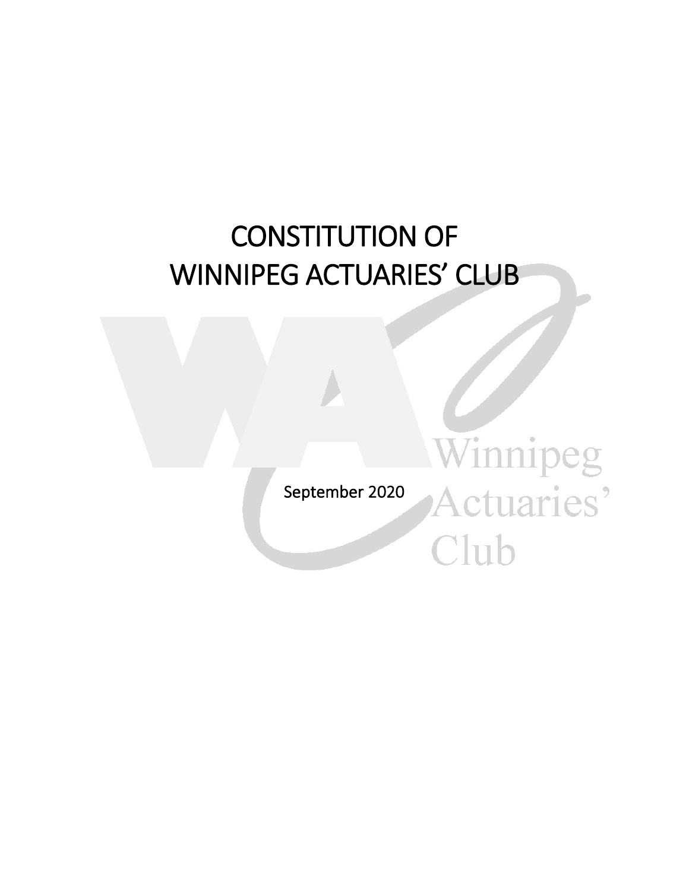# CONSTITUTION OF WINNIPEG ACTUARIES' CLUB

September 2020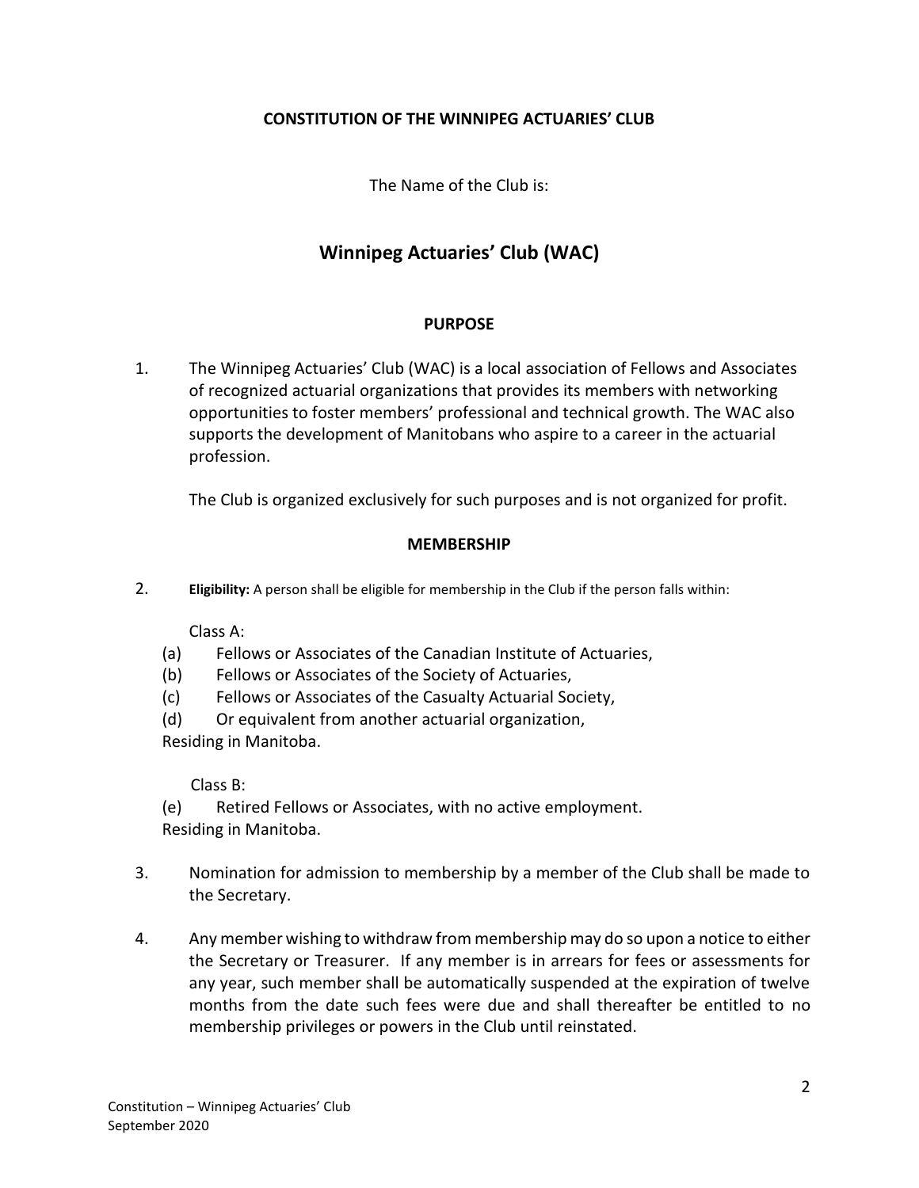**CONSTITUTION OF THE WINNIPEG ACTUARIES' CLUB**

The Name of the Club is:

## Winnipeg Actuaries' Club (WAC)

### PURPOSE

1. The Winnipeg Actuaries' Club (WAC) is a local association of Fellows and Associates of recognized actuarial organizations that provides its members with networking opportunities to foster members' professional and technical growth. The WAC also supports the development of Manitobans who aspire to a career in the actuarial profession.

   The Club is organized exclusively for such purposes and is not organized for profit.

### MEMBERSHIP

2. **Eligibility:** A person shall be eligible for membership in the Club if the person falls within:

   Class A:

   (a) Fellows or Associates of the Canadian Institute of Actuaries,
   (b) Fellows or Associates of the Society of Actuaries,
   (c) Fellows or Associates of the Casualty Actuarial Society,
   (d) Or equivalent from another actuarial organization,
   Residing in Manitoba.

   Class B:

   (e) Retired Fellows or Associates, with no active employment.
   Residing in Manitoba.

3. Nomination for admission to membership by a member of the Club shall be made to the Secretary.

4. Any member wishing to withdraw from membership may do so upon a notice to either the Secretary or Treasurer. If any member is in arrears for fees or assessments for any year, such member shall be automatically suspended at the expiration of twelve months from the date such fees were due and shall thereafter be entitled to no membership privileges or powers in the Club until reinstated.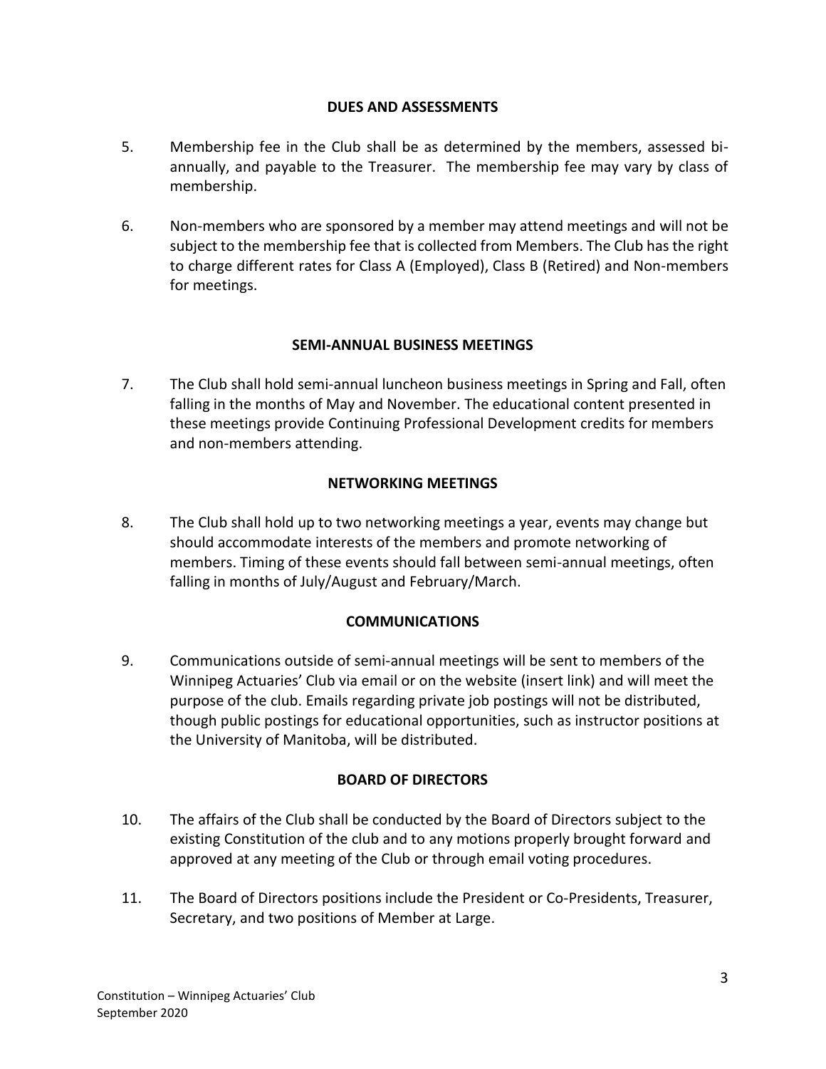## DUES AND ASSESSMENTS

5. Membership fee in the Club shall be as determined by the members, assessed bi-annually, and payable to the Treasurer. The membership fee may vary by class of membership.

6. Non-members who are sponsored by a member may attend meetings and will not be subject to the membership fee that is collected from Members. The Club has the right to charge different rates for Class A (Employed), Class B (Retired) and Non-members for meetings.

## SEMI-ANNUAL BUSINESS MEETINGS

7. The Club shall hold semi-annual luncheon business meetings in Spring and Fall, often falling in the months of May and November. The educational content presented in these meetings provide Continuing Professional Development credits for members and non-members attending.

## NETWORKING MEETINGS

8. The Club shall hold up to two networking meetings a year, events may change but should accommodate interests of the members and promote networking of members. Timing of these events should fall between semi-annual meetings, often falling in months of July/August and February/March.

## COMMUNICATIONS

9. Communications outside of semi-annual meetings will be sent to members of the Winnipeg Actuaries' Club via email or on the website (insert link) and will meet the purpose of the club. Emails regarding private job postings will not be distributed, though public postings for educational opportunities, such as instructor positions at the University of Manitoba, will be distributed.

## BOARD OF DIRECTORS

10. The affairs of the Club shall be conducted by the Board of Directors subject to the existing Constitution of the club and to any motions properly brought forward and approved at any meeting of the Club or through email voting procedures.

11. The Board of Directors positions include the President or Co-Presidents, Treasurer, Secretary, and two positions of Member at Large.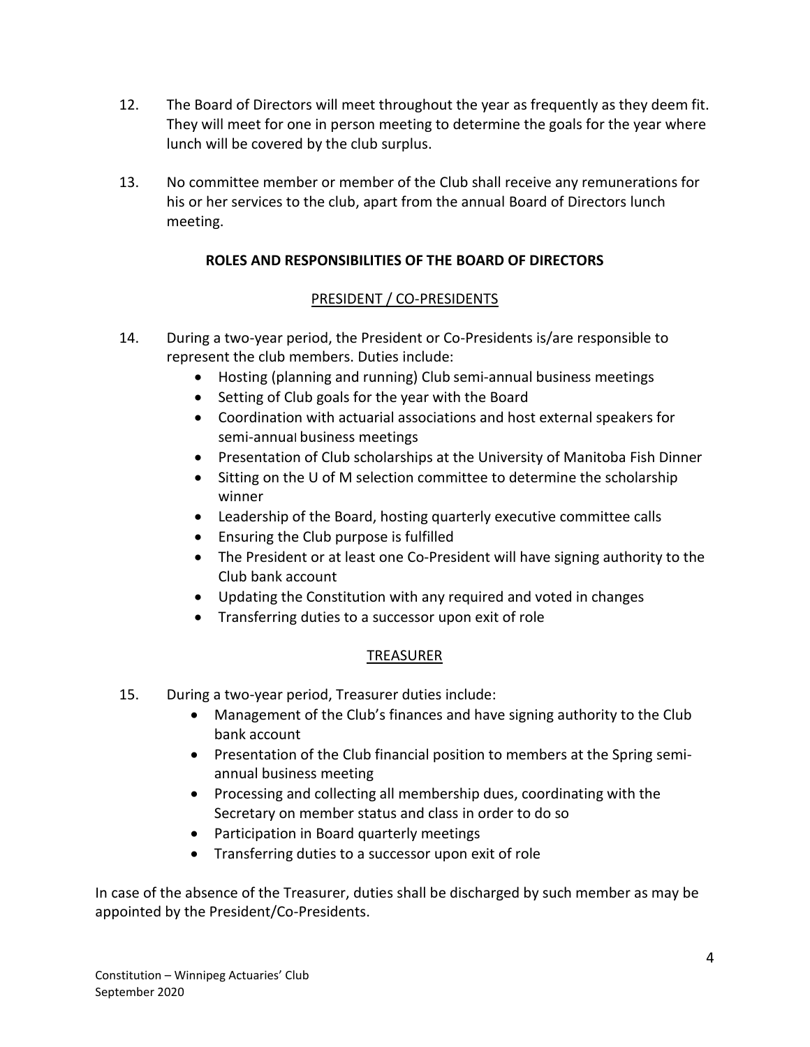12. The Board of Directors will meet throughout the year as frequently as they deem fit. They will meet for one in person meeting to determine the goals for the year where lunch will be covered by the club surplus.

13. No committee member or member of the Club shall receive any remunerations for his or her services to the club, apart from the annual Board of Directors lunch meeting.

## ROLES AND RESPONSIBILITIES OF THE BOARD OF DIRECTORS

### PRESIDENT / CO-PRESIDENTS

14. During a two-year period, the President or Co-Presidents is/are responsible to represent the club members. Duties include:
    - Hosting (planning and running) Club semi-annual business meetings
    - Setting of Club goals for the year with the Board
    - Coordination with actuarial associations and host external speakers for semi-annual business meetings
    - Presentation of Club scholarships at the University of Manitoba Fish Dinner
    - Sitting on the U of M selection committee to determine the scholarship winner
    - Leadership of the Board, hosting quarterly executive committee calls
    - Ensuring the Club purpose is fulfilled
    - The President or at least one Co-President will have signing authority to the Club bank account
    - Updating the Constitution with any required and voted in changes
    - Transferring duties to a successor upon exit of role

### TREASURER

15. During a two-year period, Treasurer duties include:
    - Management of the Club's finances and have signing authority to the Club bank account
    - Presentation of the Club financial position to members at the Spring semi-annual business meeting
    - Processing and collecting all membership dues, coordinating with the Secretary on member status and class in order to do so
    - Participation in Board quarterly meetings
    - Transferring duties to a successor upon exit of role

In case of the absence of the Treasurer, duties shall be discharged by such member as may be appointed by the President/Co-Presidents.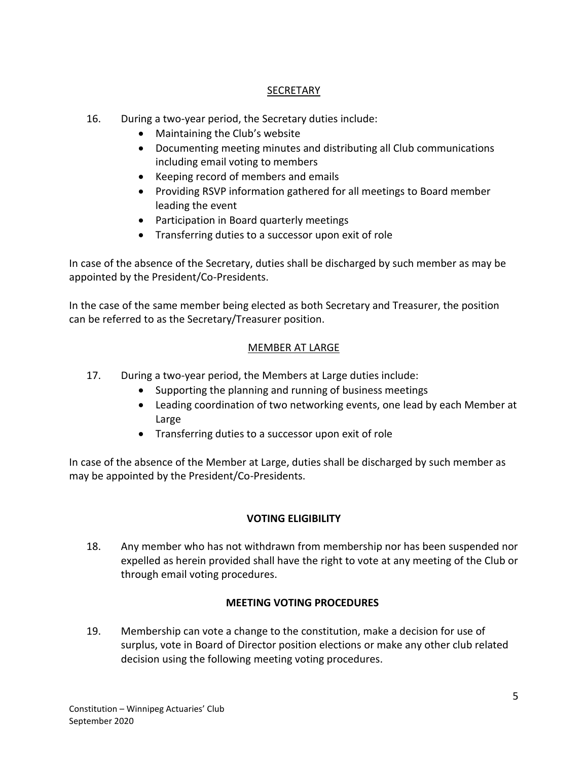## SECRETARY

16. During a two-year period, the Secretary duties include:
    - Maintaining the Club's website
    - Documenting meeting minutes and distributing all Club communications including email voting to members
    - Keeping record of members and emails
    - Providing RSVP information gathered for all meetings to Board member leading the event
    - Participation in Board quarterly meetings
    - Transferring duties to a successor upon exit of role

In case of the absence of the Secretary, duties shall be discharged by such member as may be appointed by the President/Co-Presidents.

In the case of the same member being elected as both Secretary and Treasurer, the position can be referred to as the Secretary/Treasurer position.

## MEMBER AT LARGE

17. During a two-year period, the Members at Large duties include:
    - Supporting the planning and running of business meetings
    - Leading coordination of two networking events, one lead by each Member at Large
    - Transferring duties to a successor upon exit of role

In case of the absence of the Member at Large, duties shall be discharged by such member as may be appointed by the President/Co-Presidents.

## VOTING ELIGIBILITY

18. Any member who has not withdrawn from membership nor has been suspended nor expelled as herein provided shall have the right to vote at any meeting of the Club or through email voting procedures.

## MEETING VOTING PROCEDURES

19. Membership can vote a change to the constitution, make a decision for use of surplus, vote in Board of Director position elections or make any other club related decision using the following meeting voting procedures.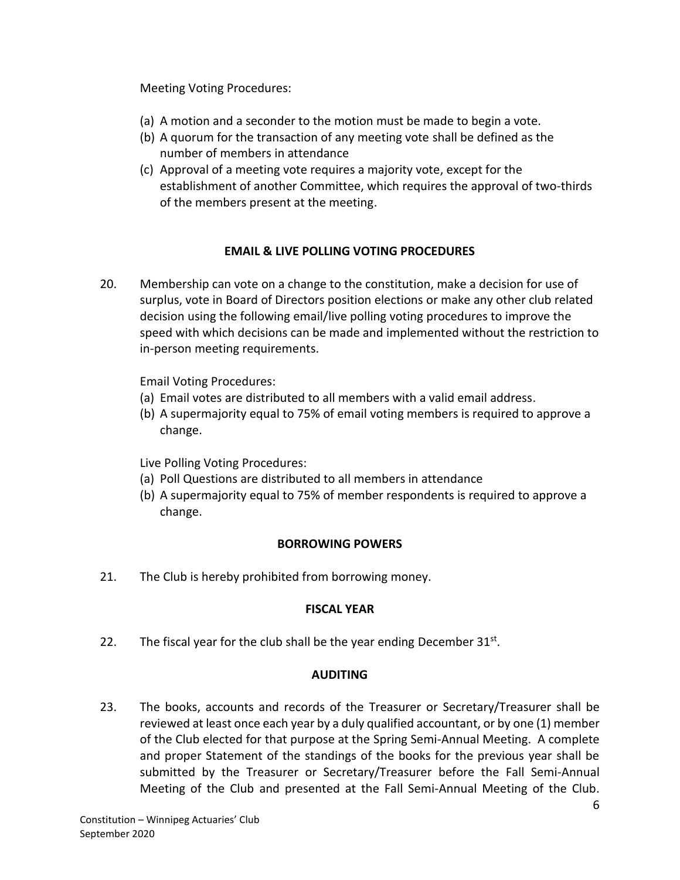Meeting Voting Procedures:

(a) A motion and a seconder to the motion must be made to begin a vote.
(b) A quorum for the transaction of any meeting vote shall be defined as the number of members in attendance
(c) Approval of a meeting vote requires a majority vote, except for the establishment of another Committee, which requires the approval of two-thirds of the members present at the meeting.

**EMAIL & LIVE POLLING VOTING PROCEDURES**

20. Membership can vote on a change to the constitution, make a decision for use of surplus, vote in Board of Directors position elections or make any other club related decision using the following email/live polling voting procedures to improve the speed with which decisions can be made and implemented without the restriction to in-person meeting requirements.

Email Voting Procedures:

(a) Email votes are distributed to all members with a valid email address.
(b) A supermajority equal to 75% of email voting members is required to approve a change.

Live Polling Voting Procedures:

(a) Poll Questions are distributed to all members in attendance
(b) A supermajority equal to 75% of member respondents is required to approve a change.

**BORROWING POWERS**

21. The Club is hereby prohibited from borrowing money.

**FISCAL YEAR**

22. The fiscal year for the club shall be the year ending December 31st.

**AUDITING**

23. The books, accounts and records of the Treasurer or Secretary/Treasurer shall be reviewed at least once each year by a duly qualified accountant, or by one (1) member of the Club elected for that purpose at the Spring Semi-Annual Meeting. A complete and proper Statement of the standings of the books for the previous year shall be submitted by the Treasurer or Secretary/Treasurer before the Fall Semi-Annual Meeting of the Club and presented at the Fall Semi-Annual Meeting of the Club.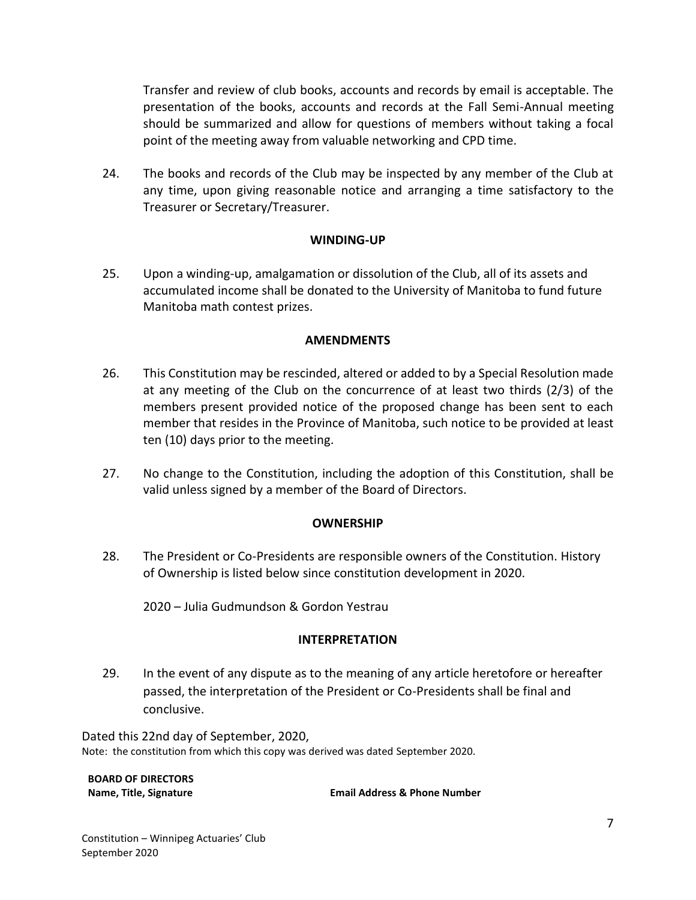Transfer and review of club books, accounts and records by email is acceptable. The presentation of the books, accounts and records at the Fall Semi-Annual meeting should be summarized and allow for questions of members without taking a focal point of the meeting away from valuable networking and CPD time.

24. The books and records of the Club may be inspected by any member of the Club at any time, upon giving reasonable notice and arranging a time satisfactory to the Treasurer or Secretary/Treasurer.

**WINDING-UP**

25. Upon a winding-up, amalgamation or dissolution of the Club, all of its assets and accumulated income shall be donated to the University of Manitoba to fund future Manitoba math contest prizes.

**AMENDMENTS**

26. This Constitution may be rescinded, altered or added to by a Special Resolution made at any meeting of the Club on the concurrence of at least two thirds (2/3) of the members present provided notice of the proposed change has been sent to each member that resides in the Province of Manitoba, such notice to be provided at least ten (10) days prior to the meeting.

27. No change to the Constitution, including the adoption of this Constitution, shall be valid unless signed by a member of the Board of Directors.

**OWNERSHIP**

28. The President or Co-Presidents are responsible owners of the Constitution. History of Ownership is listed below since constitution development in 2020.

    2020 – Julia Gudmundson & Gordon Yestrau

**INTERPRETATION**

29. In the event of any dispute as to the meaning of any article heretofore or hereafter passed, the interpretation of the President or Co-Presidents shall be final and conclusive.

Dated this 22nd day of September, 2020,

Note: the constitution from which this copy was derived was dated September 2020.

**BOARD OF DIRECTORS**

| **Name, Title, Signature** | **Email Address & Phone Number** |
| --- | --- |

Constitution – Winnipeg Actuaries' Club
September 2020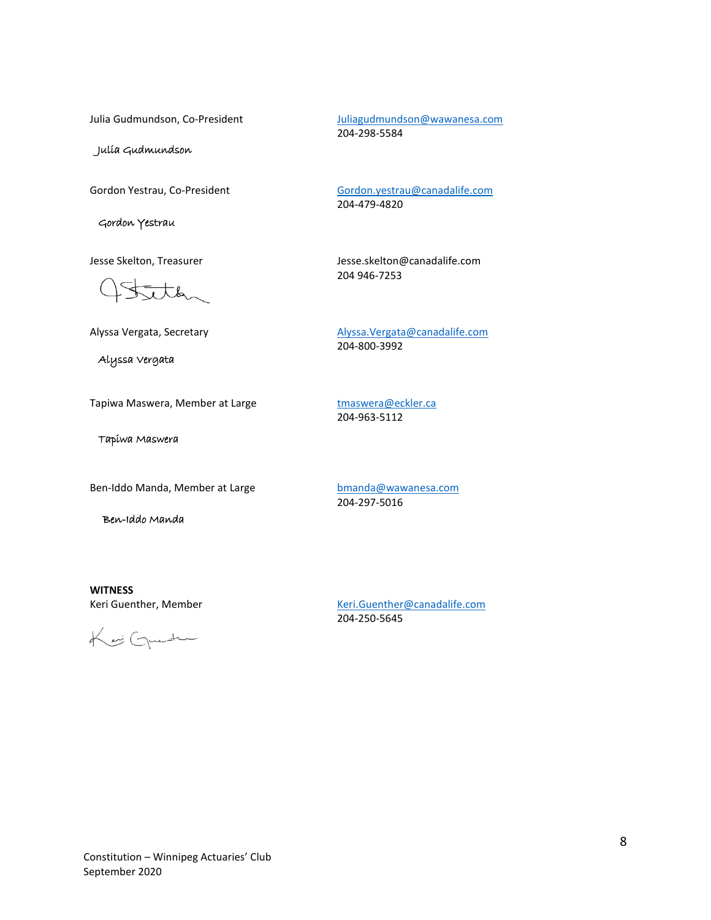Julia Gudmundson, Co-President — Juliagudmundson@wawanesa.com
204-298-5584

Julia Gudmundson

Gordon Yestrau, Co-President — Gordon.yestrau@canadalife.com
204-479-4820

Gordon Yestrau

Jesse Skelton, Treasurer — Jesse.skelton@canadalife.com
204 946-7253

Alyssa Vergata, Secretary — Alyssa.Vergata@canadalife.com
204-800-3992

Alyssa Vergata

Tapiwa Maswera, Member at Large — tmaswera@eckler.ca
204-963-5112

Tapiwa Maswera

Ben-Iddo Manda, Member at Large — bmanda@wawanesa.com
204-297-5016

Ben-Iddo Manda

**WITNESS**
Keri Guenther, Member — Keri.Guenther@canadalife.com
204-250-5645

Constitution – Winnipeg Actuaries' Club
September 2020